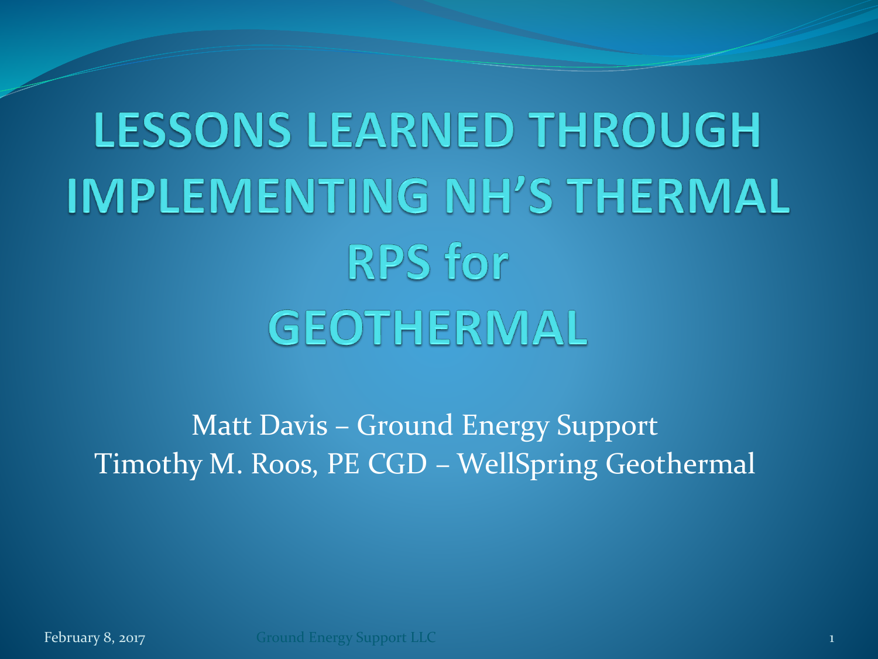# LESSONS LEARNED THROUGH IMPLEMENTING NH'S THERMAL RPS for GEOTHERMAL

Matt Davis – Ground Energy Support
Timothy M. Roos, PE CGD – WellSpring Geothermal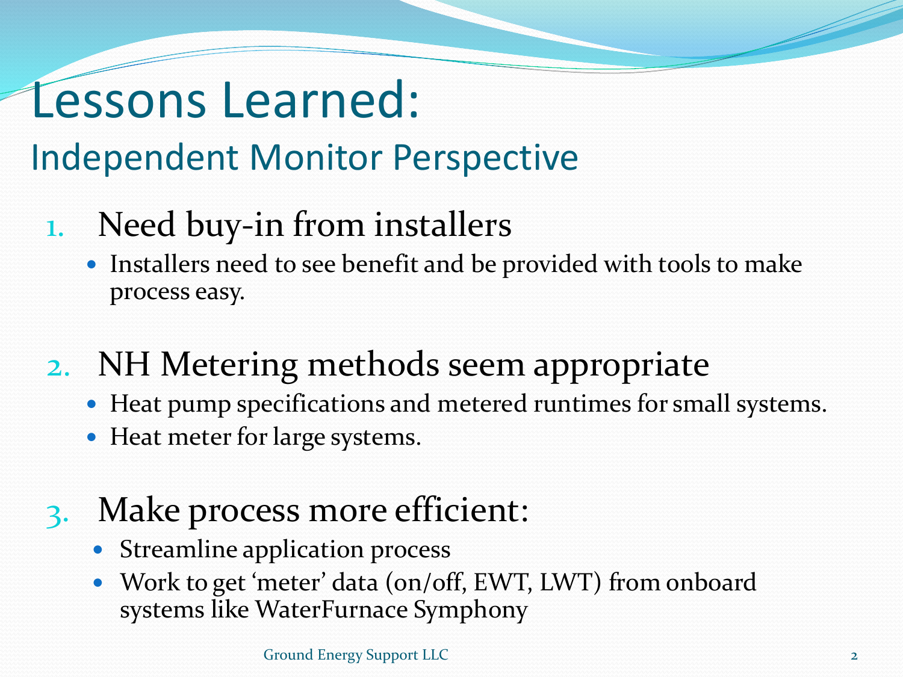# Lessons Learned:

## Independent Monitor Perspective

1. Need buy-in from installers
   - Installers need to see benefit and be provided with tools to make process easy.

2. NH Metering methods seem appropriate
   - Heat pump specifications and metered runtimes for small systems.
   - Heat meter for large systems.

3. Make process more efficient:
   - Streamline application process
   - Work to get 'meter' data (on/off, EWT, LWT) from onboard systems like WaterFurnace Symphony

Ground Energy Support LLC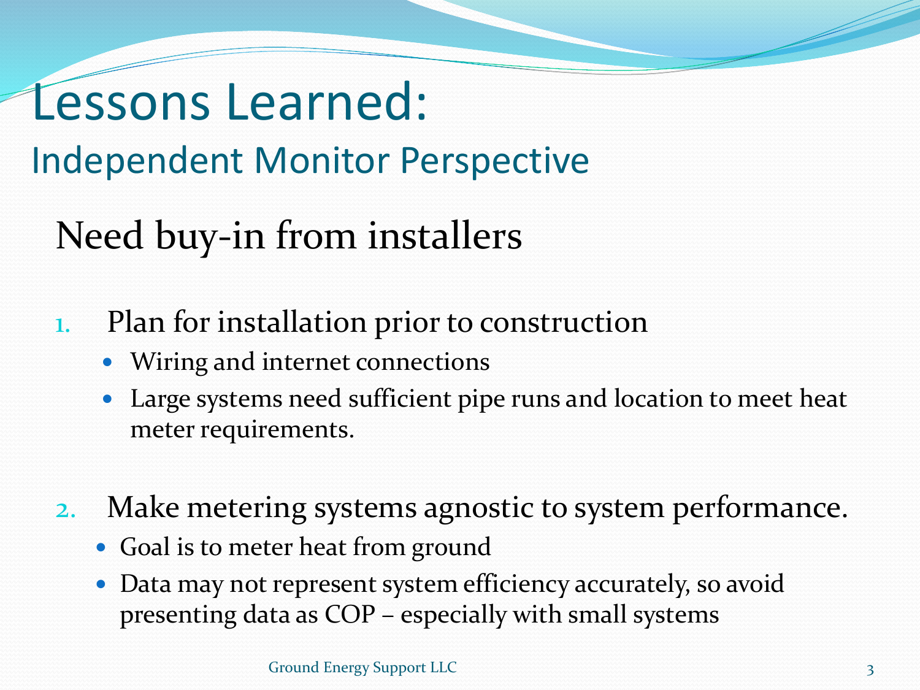# Lessons Learned:
## Independent Monitor Perspective

### Need buy-in from installers

1. Plan for installation prior to construction
   - Wiring and internet connections
   - Large systems need sufficient pipe runs and location to meet heat meter requirements.

2. Make metering systems agnostic to system performance.
   - Goal is to meter heat from ground
   - Data may not represent system efficiency accurately, so avoid presenting data as COP – especially with small systems

Ground Energy Support LLC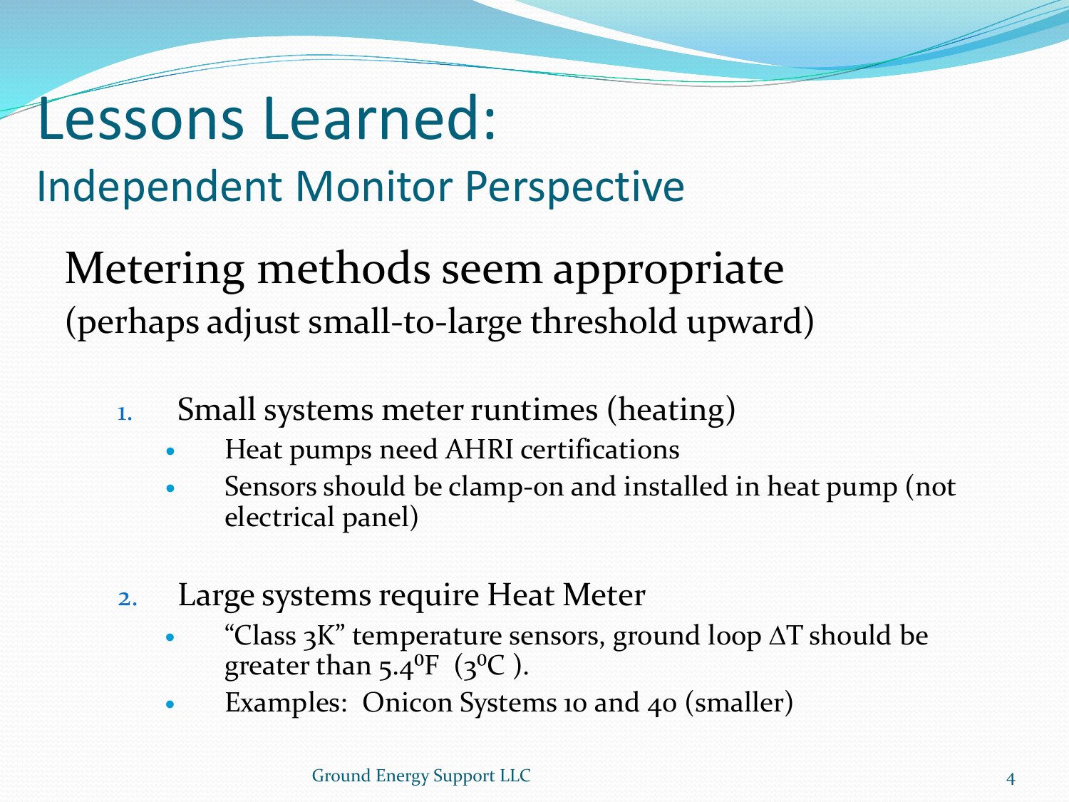# Lessons Learned:

## Independent Monitor Perspective

### Metering methods seem appropriate

(perhaps adjust small-to-large threshold upward)

1. Small systems meter runtimes (heating)
   - Heat pumps need AHRI certifications
   - Sensors should be clamp-on and installed in heat pump (not electrical panel)

2. Large systems require Heat Meter
   - "Class 3K" temperature sensors, ground loop $\Delta T$ should be greater than $5.4^{0}F$ ($3^{0}C$ ).
   - Examples: Onicon Systems 10 and 40 (smaller)

Ground Energy Support LLC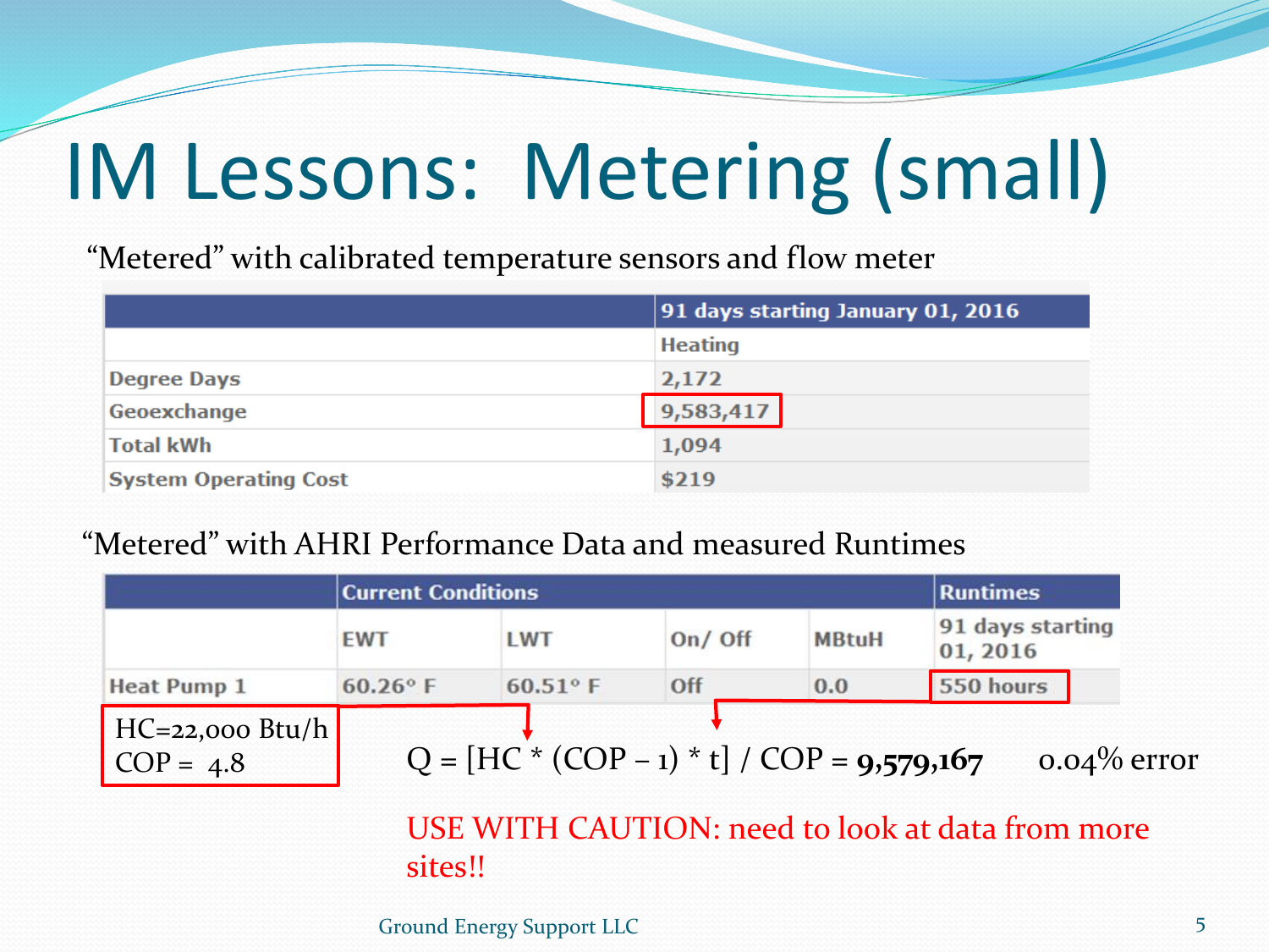# IM Lessons: Metering (small)

"Metered" with calibrated temperature sensors and flow meter

| | 91 days starting January 01, 2016 |
|---|---|
| | Heating |
| Degree Days | 2,172 |
| Geoexchange | 9,583,417 |
| Total kWh | 1,094 |
| System Operating Cost | $219 |

"Metered" with AHRI Performance Data and measured Runtimes

| | Current Conditions | | | | Runtimes |
|---|---|---|---|---|---|
| | EWT | LWT | On/ Off | MBtuH | 91 days starting 01, 2016 |
| Heat Pump 1 | 60.26° F | 60.51° F | Off | 0.0 | 550 hours |

HC=22,000 Btu/h
COP = 4.8

$Q = [HC * (COP - 1) * t] / COP =$ **9,579,167** 0.04% error

USE WITH CAUTION: need to look at data from more sites!!

Ground Energy Support LLC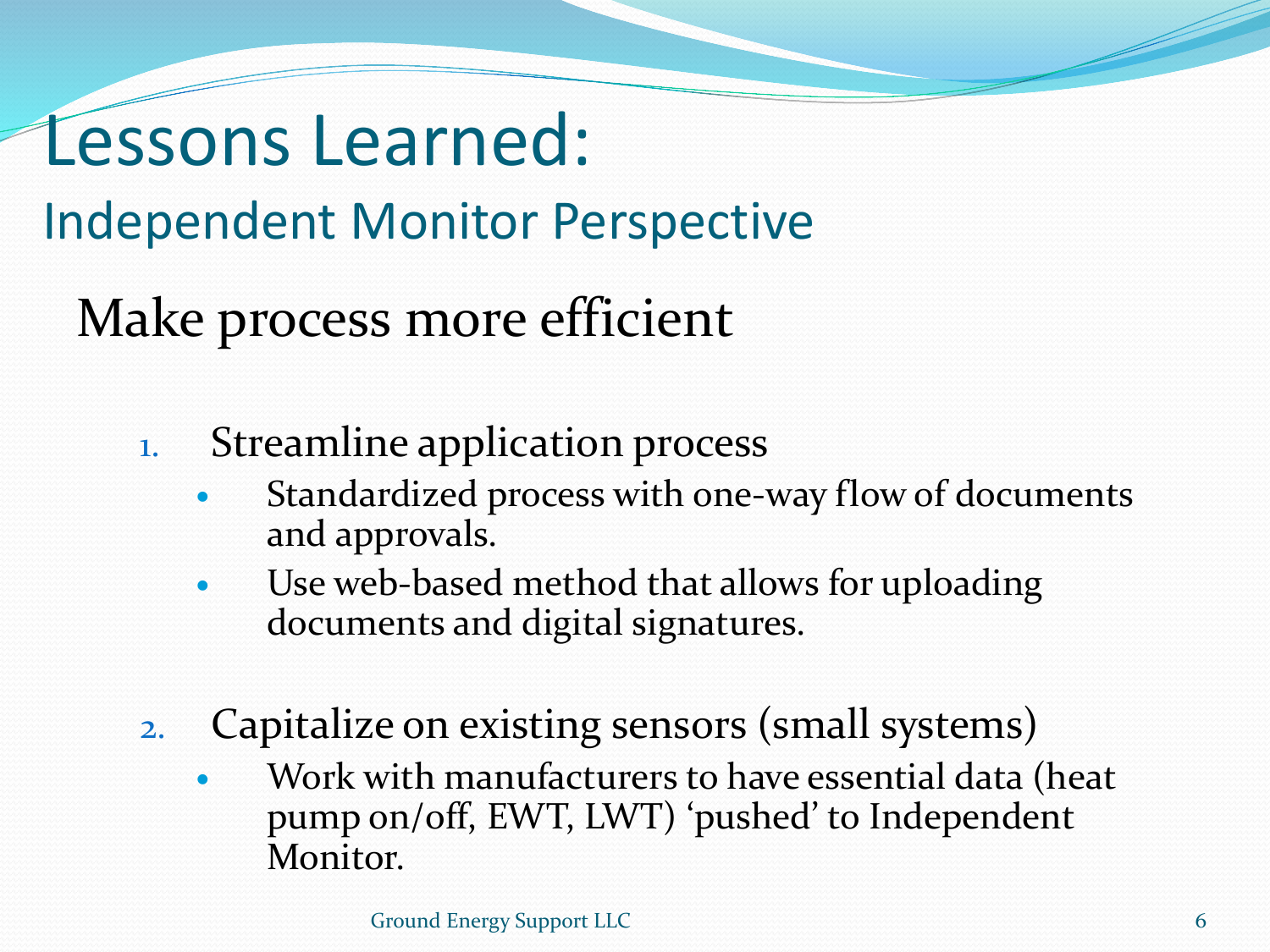# Lessons Learned:

## Independent Monitor Perspective

### Make process more efficient

1. Streamline application process
   - Standardized process with one-way flow of documents and approvals.
   - Use web-based method that allows for uploading documents and digital signatures.
2. Capitalize on existing sensors (small systems)
   - Work with manufacturers to have essential data (heat pump on/off, EWT, LWT) ‘pushed’ to Independent Monitor.

Ground Energy Support LLC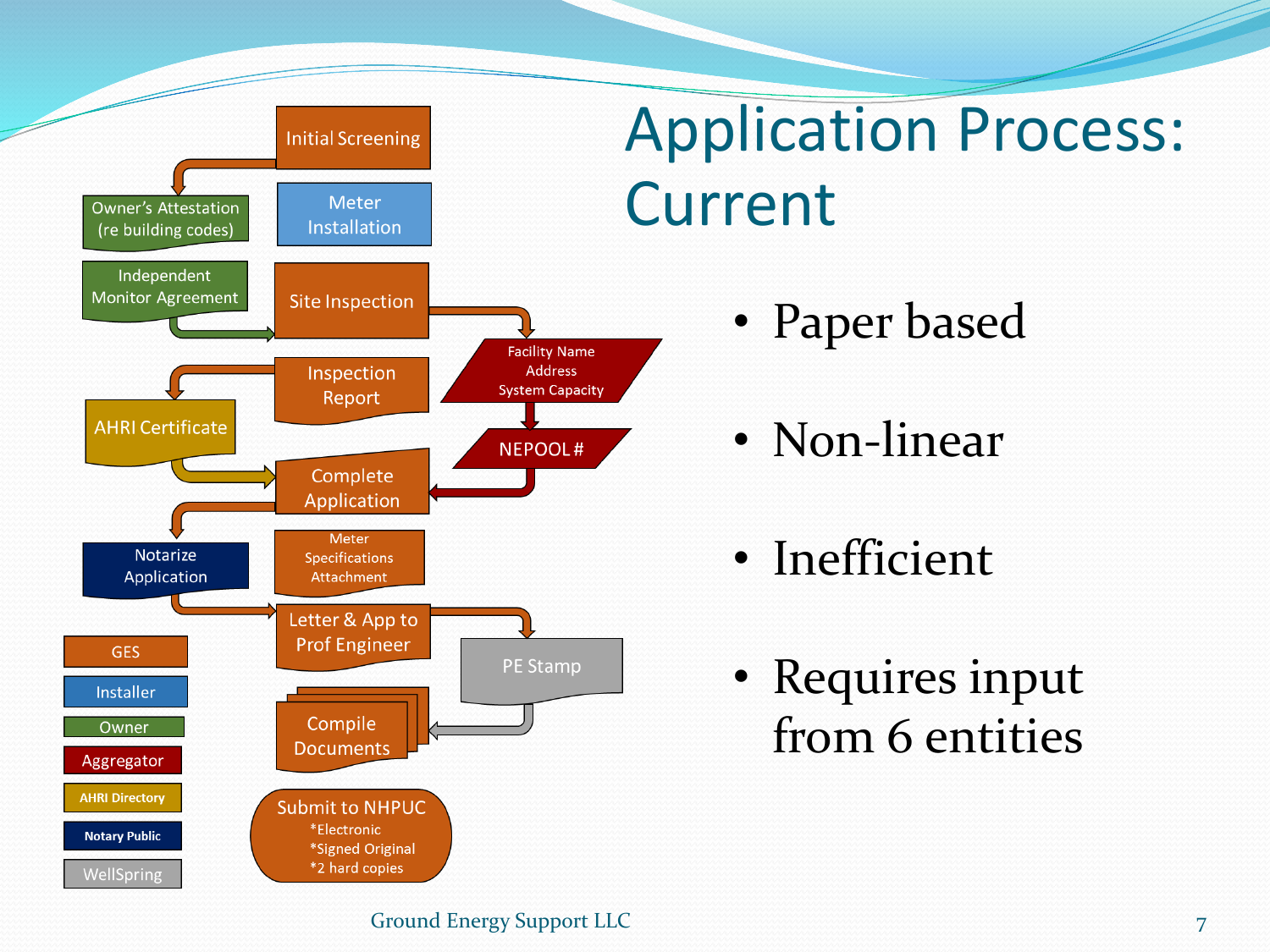# Application Process: Current

- Initial Screening
- Owner's Attestation (re building codes)
- Meter Installation
- Independent Monitor Agreement
- Site Inspection
- Facility Name, Address, System Capacity
- Inspection Report
- AHRI Certificate
- NEPOOL #
- Complete Application
- Notarize Application
- Meter Specifications Attachment
- Letter & App to Prof Engineer
- PE Stamp
- Compile Documents
- Submit to NHPUC
  - *Electronic
  - *Signed Original
  - *2 hard copies

Legend:

- GES
- Installer
- Owner
- Aggregator
- AHRI Directory
- Notary Public
- WellSpring

---

- Paper based
- Non-linear
- Inefficient
- Requires input from 6 entities

Ground Energy Support LLC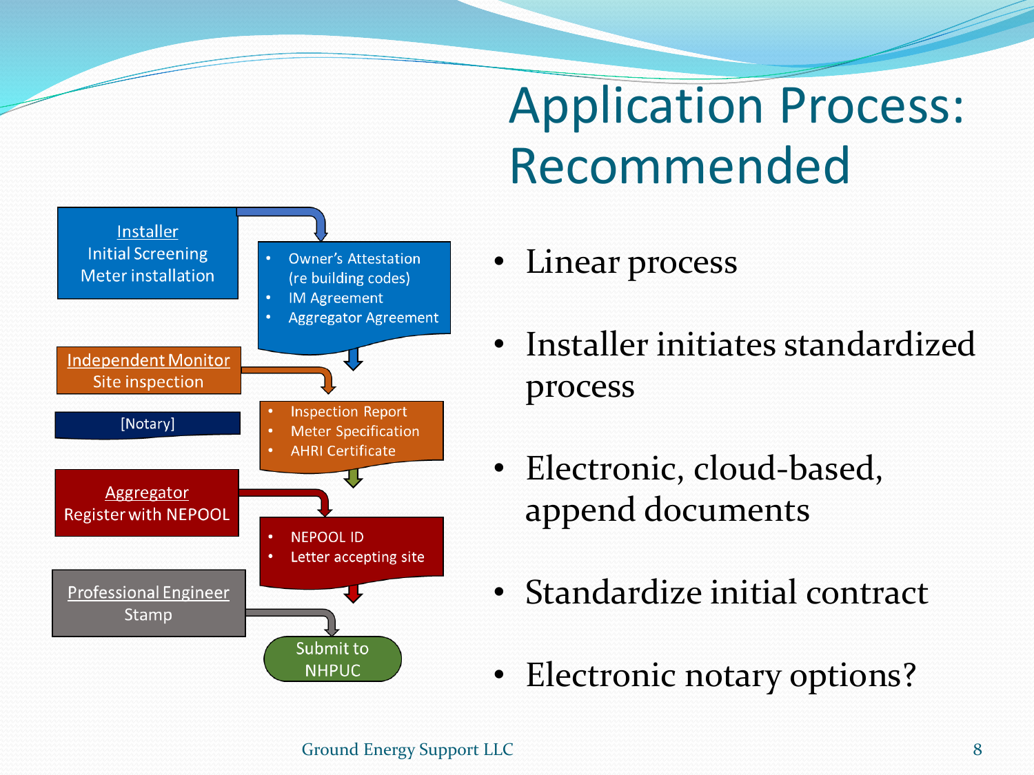# Application Process: Recommended

**Installer**
Initial Screening
Meter installation

- Owner's Attestation (re building codes)
- IM Agreement
- Aggregator Agreement

**Independent Monitor**
Site inspection

[Notary]

- Inspection Report
- Meter Specification
- AHRI Certificate

**Aggregator**
Register with NEPOOL

- NEPOOL ID
- Letter accepting site

**Professional Engineer**
Stamp

Submit to NHPUC

- Linear process
- Installer initiates standardized process
- Electronic, cloud-based, append documents
- Standardize initial contract
- Electronic notary options?

Ground Energy Support LLC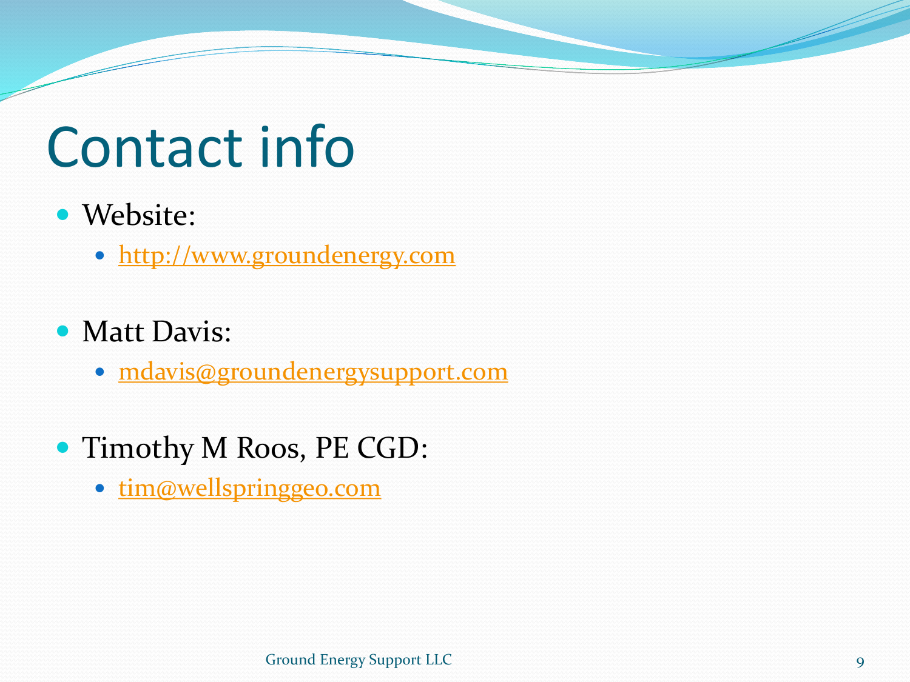# Contact info

- Website:
  - http://www.groundenergy.com

- Matt Davis:
  - mdavis@groundenergysupport.com

- Timothy M Roos, PE CGD:
  - tim@wellspringgeo.com